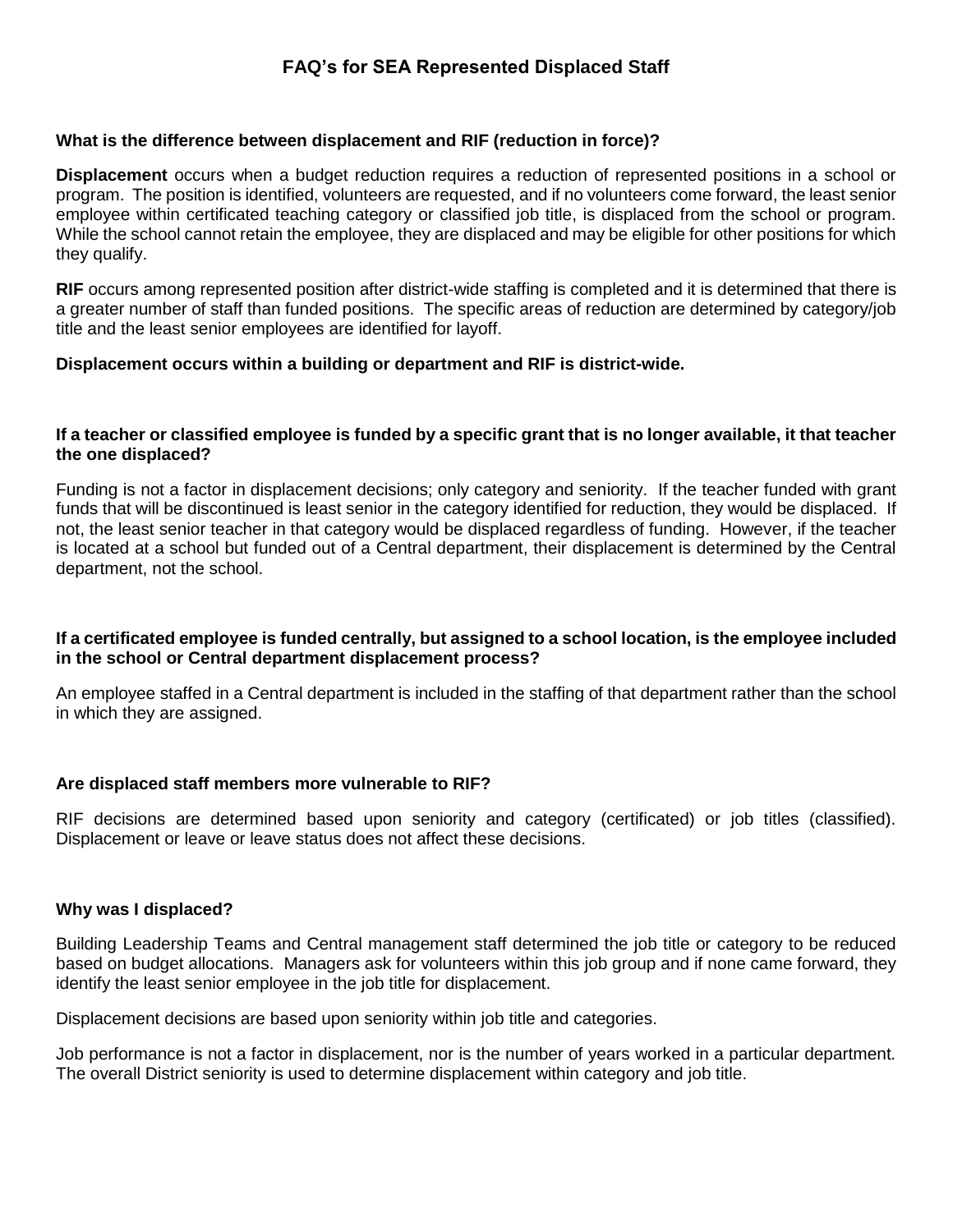# FAQ's for SEA Represented Displaced Staff

**What is the difference between displacement and RIF (reduction in force)?**

**Displacement** occurs when a budget reduction requires a reduction of represented positions in a school or program. The position is identified, volunteers are requested, and if no volunteers come forward, the least senior employee within certificated teaching category or classified job title, is displaced from the school or program. While the school cannot retain the employee, they are displaced and may be eligible for other positions for which they qualify.

**RIF** occurs among represented position after district-wide staffing is completed and it is determined that there is a greater number of staff than funded positions. The specific areas of reduction are determined by category/job title and the least senior employees are identified for layoff.

**Displacement occurs within a building or department and RIF is district-wide.**

**If a teacher or classified employee is funded by a specific grant that is no longer available, it that teacher the one displaced?**

Funding is not a factor in displacement decisions; only category and seniority. If the teacher funded with grant funds that will be discontinued is least senior in the category identified for reduction, they would be displaced. If not, the least senior teacher in that category would be displaced regardless of funding. However, if the teacher is located at a school but funded out of a Central department, their displacement is determined by the Central department, not the school.

**If a certificated employee is funded centrally, but assigned to a school location, is the employee included in the school or Central department displacement process?**

An employee staffed in a Central department is included in the staffing of that department rather than the school in which they are assigned.

**Are displaced staff members more vulnerable to RIF?**

RIF decisions are determined based upon seniority and category (certificated) or job titles (classified). Displacement or leave or leave status does not affect these decisions.

**Why was I displaced?**

Building Leadership Teams and Central management staff determined the job title or category to be reduced based on budget allocations. Managers ask for volunteers within this job group and if none came forward, they identify the least senior employee in the job title for displacement.

Displacement decisions are based upon seniority within job title and categories.

Job performance is not a factor in displacement, nor is the number of years worked in a particular department. The overall District seniority is used to determine displacement within category and job title.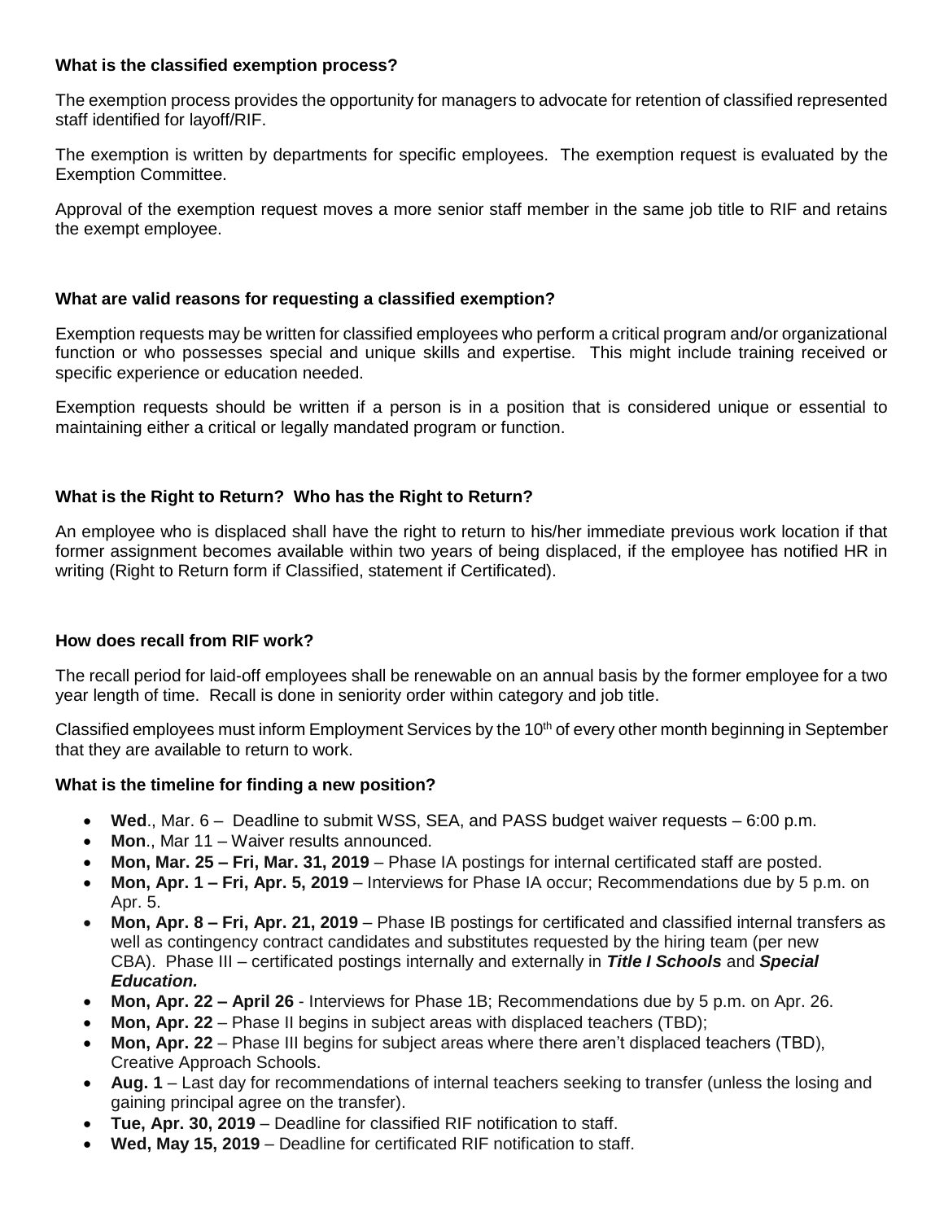**What is the classified exemption process?**

The exemption process provides the opportunity for managers to advocate for retention of classified represented staff identified for layoff/RIF.

The exemption is written by departments for specific employees. The exemption request is evaluated by the Exemption Committee.

Approval of the exemption request moves a more senior staff member in the same job title to RIF and retains the exempt employee.

**What are valid reasons for requesting a classified exemption?**

Exemption requests may be written for classified employees who perform a critical program and/or organizational function or who possesses special and unique skills and expertise. This might include training received or specific experience or education needed.

Exemption requests should be written if a person is in a position that is considered unique or essential to maintaining either a critical or legally mandated program or function.

**What is the Right to Return? Who has the Right to Return?**

An employee who is displaced shall have the right to return to his/her immediate previous work location if that former assignment becomes available within two years of being displaced, if the employee has notified HR in writing (Right to Return form if Classified, statement if Certificated).

**How does recall from RIF work?**

The recall period for laid-off employees shall be renewable on an annual basis by the former employee for a two year length of time. Recall is done in seniority order within category and job title.

Classified employees must inform Employment Services by the 10th of every other month beginning in September that they are available to return to work.

**What is the timeline for finding a new position?**

- **Wed**., Mar. 6 – Deadline to submit WSS, SEA, and PASS budget waiver requests – 6:00 p.m.
- **Mon**., Mar 11 – Waiver results announced.
- **Mon, Mar. 25 – Fri, Mar. 31, 2019** – Phase IA postings for internal certificated staff are posted.
- **Mon, Apr. 1 – Fri, Apr. 5, 2019** – Interviews for Phase IA occur; Recommendations due by 5 p.m. on Apr. 5.
- **Mon, Apr. 8 – Fri, Apr. 21, 2019** – Phase IB postings for certificated and classified internal transfers as well as contingency contract candidates and substitutes requested by the hiring team (per new CBA). Phase III – certificated postings internally and externally in ***Title I Schools*** and ***Special Education.***
- **Mon, Apr. 22 – April 26** - Interviews for Phase 1B; Recommendations due by 5 p.m. on Apr. 26.
- **Mon, Apr. 22** – Phase II begins in subject areas with displaced teachers (TBD);
- **Mon, Apr. 22** – Phase III begins for subject areas where there aren't displaced teachers (TBD), Creative Approach Schools.
- **Aug. 1** – Last day for recommendations of internal teachers seeking to transfer (unless the losing and gaining principal agree on the transfer).
- **Tue, Apr. 30, 2019** – Deadline for classified RIF notification to staff.
- **Wed, May 15, 2019** – Deadline for certificated RIF notification to staff.